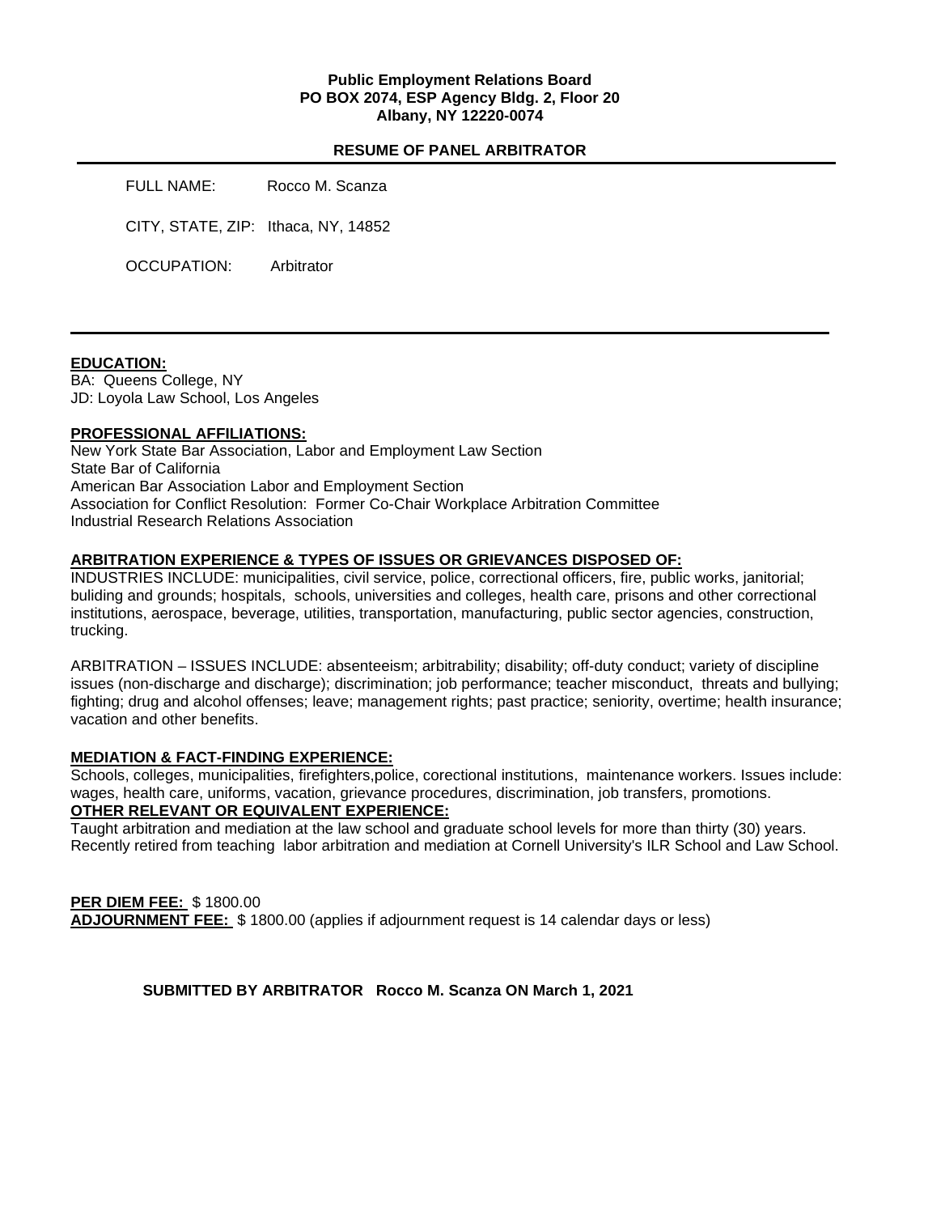**Public Employment Relations Board**
**PO BOX 2074, ESP Agency Bldg. 2, Floor 20**
**Albany, NY 12220-0074**

**RESUME OF PANEL ARBITRATOR**

FULL NAME: Rocco M. Scanza

CITY, STATE, ZIP: Ithaca, NY, 14852

OCCUPATION: Arbitrator

---

**EDUCATION:**
BA: Queens College, NY
JD: Loyola Law School, Los Angeles

**PROFESSIONAL AFFILIATIONS:**
New York State Bar Association, Labor and Employment Law Section
State Bar of California
American Bar Association Labor and Employment Section
Association for Conflict Resolution: Former Co-Chair Workplace Arbitration Committee
Industrial Research Relations Association

**ARBITRATION EXPERIENCE & TYPES OF ISSUES OR GRIEVANCES DISPOSED OF:**
INDUSTRIES INCLUDE: municipalities, civil service, police, correctional officers, fire, public works, janitorial; buliding and grounds; hospitals, schools, universities and colleges, health care, prisons and other correctional institutions, aerospace, beverage, utilities, transportation, manufacturing, public sector agencies, construction, trucking.

ARBITRATION – ISSUES INCLUDE: absenteeism; arbitrability; disability; off-duty conduct; variety of discipline issues (non-discharge and discharge); discrimination; job performance; teacher misconduct, threats and bullying; fighting; drug and alcohol offenses; leave; management rights; past practice; seniority, overtime; health insurance; vacation and other benefits.

**MEDIATION & FACT-FINDING EXPERIENCE:**
Schools, colleges, municipalities, firefighters,police, corectional institutions, maintenance workers. Issues include: wages, health care, uniforms, vacation, grievance procedures, discrimination, job transfers, promotions.

**OTHER RELEVANT OR EQUIVALENT EXPERIENCE:**
Taught arbitration and mediation at the law school and graduate school levels for more than thirty (30) years. Recently retired from teaching labor arbitration and mediation at Cornell University's ILR School and Law School.

**PER DIEM FEE:** $ 1800.00
**ADJOURNMENT FEE:** $ 1800.00 (applies if adjournment request is 14 calendar days or less)

**SUBMITTED BY ARBITRATOR Rocco M. Scanza ON March 1, 2021**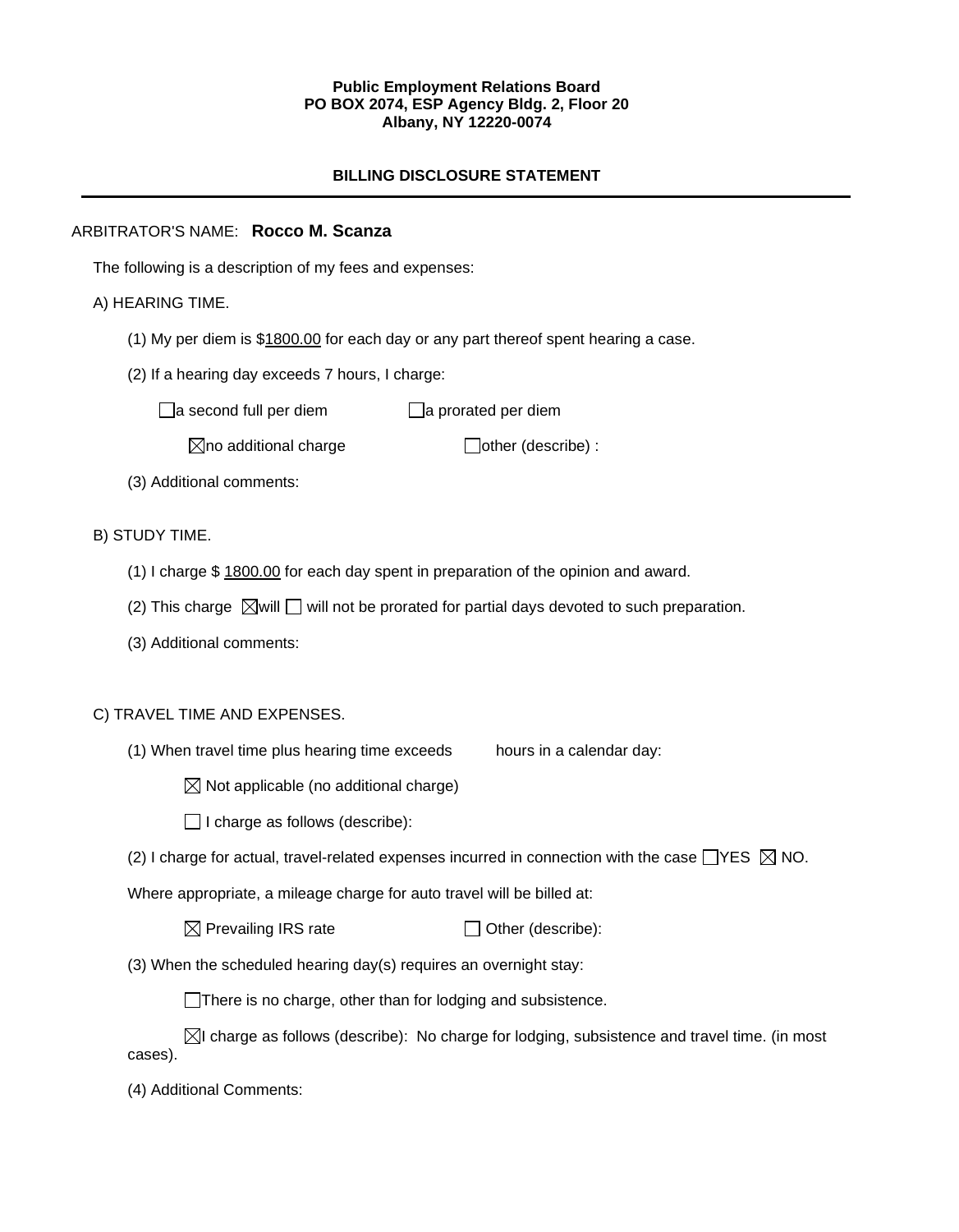**Public Employment Relations Board**
**PO BOX 2074, ESP Agency Bldg. 2, Floor 20**
**Albany, NY 12220-0074**

**BILLING DISCLOSURE STATEMENT**

---

ARBITRATOR'S NAME: **Rocco M. Scanza**

The following is a description of my fees and expenses:

A) HEARING TIME.

(1) My per diem is $1800.00 for each day or any part thereof spent hearing a case.

(2) If a hearing day exceeds 7 hours, I charge:

☐ a second full per diem ☐ a prorated per diem

☒ no additional charge ☐ other (describe) :

(3) Additional comments:

B) STUDY TIME.

(1) I charge $ 1800.00 for each day spent in preparation of the opinion and award.

(2) This charge ☒ will ☐ will not be prorated for partial days devoted to such preparation.

(3) Additional comments:

C) TRAVEL TIME AND EXPENSES.

(1) When travel time plus hearing time exceeds hours in a calendar day:

☒ Not applicable (no additional charge)

☐ I charge as follows (describe):

(2) I charge for actual, travel-related expenses incurred in connection with the case ☐ YES ☒ NO.

Where appropriate, a mileage charge for auto travel will be billed at:

☒ Prevailing IRS rate ☐ Other (describe):

(3) When the scheduled hearing day(s) requires an overnight stay:

☐ There is no charge, other than for lodging and subsistence.

☒ I charge as follows (describe): No charge for lodging, subsistence and travel time. (in most cases).

(4) Additional Comments: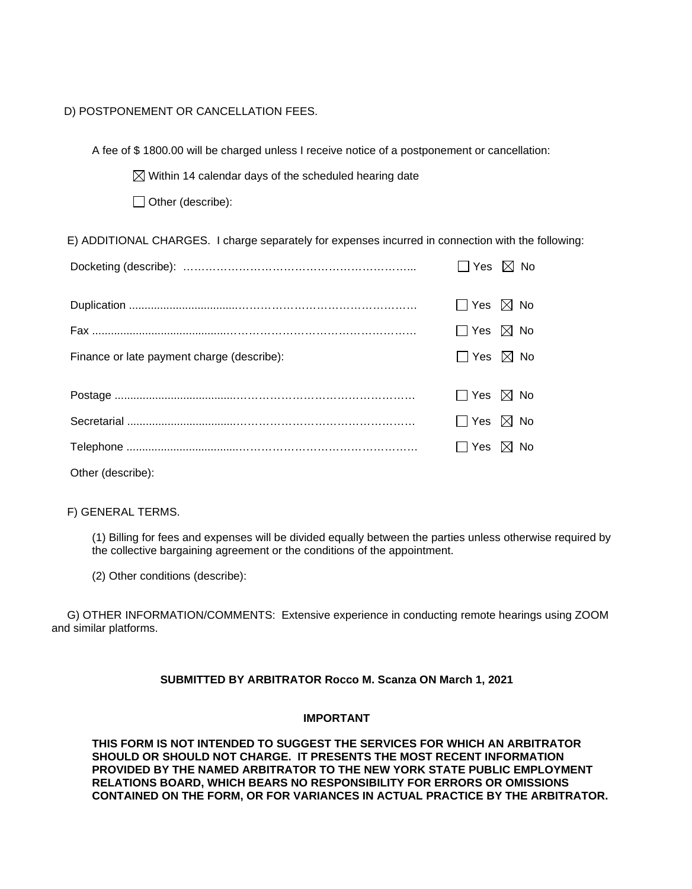D) POSTPONEMENT OR CANCELLATION FEES.

A fee of $ 1800.00 will be charged unless I receive notice of a postponement or cancellation:

☒ Within 14 calendar days of the scheduled hearing date

☐ Other (describe):

E) ADDITIONAL CHARGES. I charge separately for expenses incurred in connection with the following:

| | |
|---|---|
| Docketing (describe): ……………………………………………………... | ☐ Yes ☒ No |
| Duplication ..................................……………………………………………… | ☐ Yes ☒ No |
| Fax ............................................……………………………………………… | ☐ Yes ☒ No |
| Finance or late payment charge (describe): | ☐ Yes ☒ No |
| Postage ......................................……………………………………………… | ☐ Yes ☒ No |
| Secretarial ..................................……………………………………………… | ☐ Yes ☒ No |
| Telephone ...................................……………………………………………… | ☐ Yes ☒ No |

Other (describe):

F) GENERAL TERMS.

(1) Billing for fees and expenses will be divided equally between the parties unless otherwise required by the collective bargaining agreement or the conditions of the appointment.

(2) Other conditions (describe):

G) OTHER INFORMATION/COMMENTS: Extensive experience in conducting remote hearings using ZOOM and similar platforms.

**SUBMITTED BY ARBITRATOR Rocco M. Scanza ON March 1, 2021**

**IMPORTANT**

**THIS FORM IS NOT INTENDED TO SUGGEST THE SERVICES FOR WHICH AN ARBITRATOR SHOULD OR SHOULD NOT CHARGE. IT PRESENTS THE MOST RECENT INFORMATION PROVIDED BY THE NAMED ARBITRATOR TO THE NEW YORK STATE PUBLIC EMPLOYMENT RELATIONS BOARD, WHICH BEARS NO RESPONSIBILITY FOR ERRORS OR OMISSIONS CONTAINED ON THE FORM, OR FOR VARIANCES IN ACTUAL PRACTICE BY THE ARBITRATOR.**